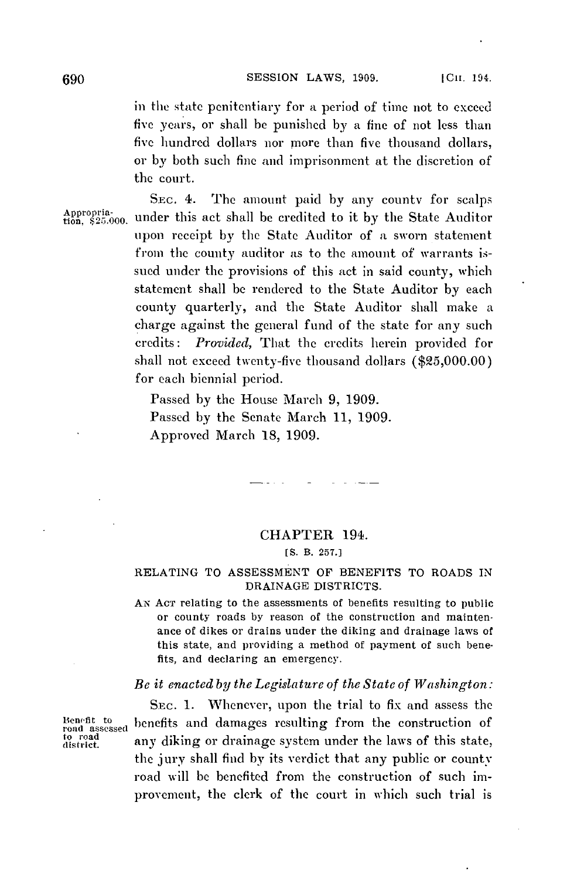in the state penitentiary for a period of time not to exceed five years, or shall be punished by a fine of not less than five hundred dollars nor more than five thousand dollars, or by both such fine and imprisonment at the discretion of the court.

Appropriation, $25,000.

SEC. 4. The amount paid by any county for scalps under this act shall be credited to it by the State Auditor upon receipt by the State Auditor of a sworn statement from the county auditor as to the amount of warrants issued under the provisions of this act in said county, which statement shall be rendered to the State Auditor by each county quarterly, and the State Auditor shall make a charge against the general fund of the state for any such credits: *Provided,* That the credits herein provided for shall not exceed twenty-five thousand dollars ($25,000.00) for each biennial period.

Passed by the House March 9, 1909.
Passed by the Senate March 11, 1909.
Approved March 18, 1909.

---

## CHAPTER 194.

[S. B. 257.]

### RELATING TO ASSESSMENT OF BENEFITS TO ROADS IN DRAINAGE DISTRICTS.

AN ACT relating to the assessments of benefits resulting to public or county roads by reason of the construction and maintenance of dikes or drains under the diking and drainage laws of this state, and providing a method of payment of such benefits, and declaring an emergency.

*Be it enacted by the Legislature of the State of Washington:*

Benefit to road assessed to road district.

SEC. 1. Whenever, upon the trial to fix and assess the benefits and damages resulting from the construction of any diking or drainage system under the laws of this state, the jury shall find by its verdict that any public or county road will be benefited from the construction of such improvement, the clerk of the court in which such trial is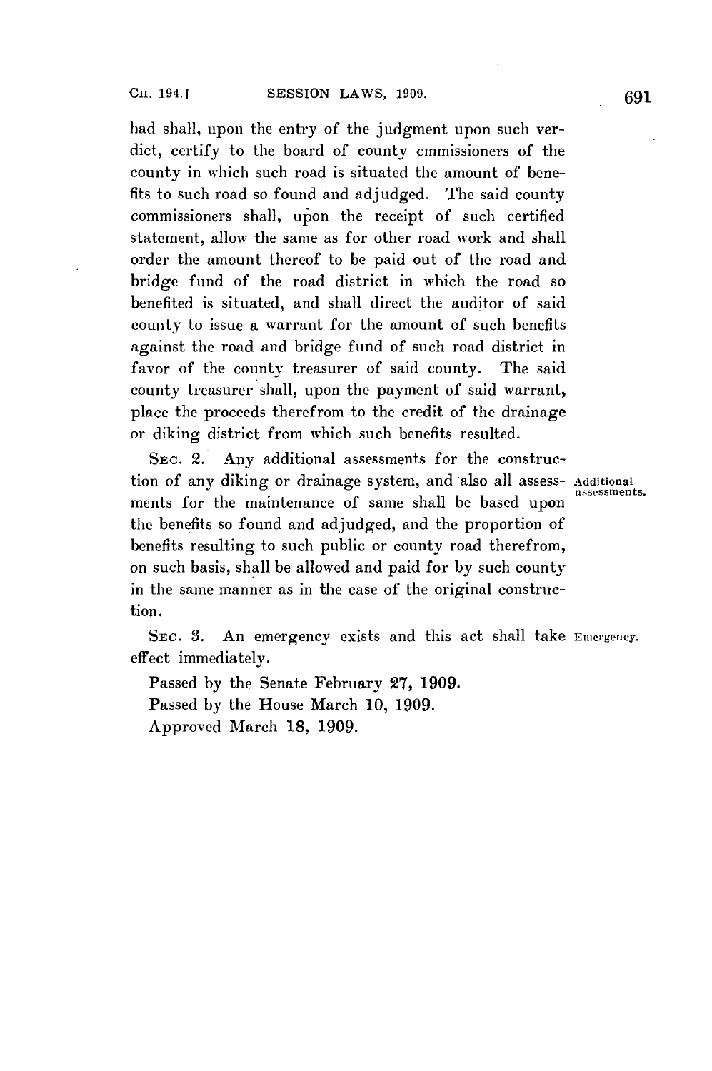had shall, upon the entry of the judgment upon such verdict, certify to the board of county cmmissioners of the county in which such road is situated the amount of benefits to such road so found and adjudged. The said county commissioners shall, upon the receipt of such certified statement, allow the same as for other road work and shall order the amount thereof to be paid out of the road and bridge fund of the road district in which the road so benefited is situated, and shall direct the auditor of said county to issue a warrant for the amount of such benefits against the road and bridge fund of such road district in favor of the county treasurer of said county. The said county treasurer shall, upon the payment of said warrant, place the proceeds therefrom to the credit of the drainage or diking district from which such benefits resulted.

SEC. 2. Any additional assessments for the construction of any diking or drainage system, and also all assessments for the maintenance of same shall be based upon the benefits so found and adjudged, and the proportion of benefits resulting to such public or county road therefrom, on such basis, shall be allowed and paid for by such county in the same manner as in the case of the original construction.

Additional assessments.

SEC. 3. An emergency exists and this act shall take effect immediately.

Emergency.

Passed by the Senate February 27, 1909.

Passed by the House March 10, 1909.

Approved March 18, 1909.